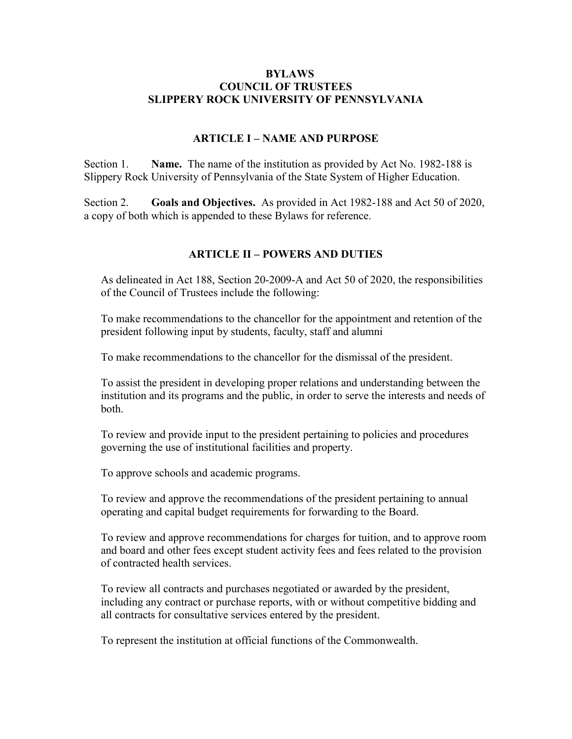# BYLAWS
# COUNCIL OF TRUSTEES
# SLIPPERY ROCK UNIVERSITY OF PENNSYLVANIA

## ARTICLE I – NAME AND PURPOSE

Section 1. **Name.** The name of the institution as provided by Act No. 1982-188 is Slippery Rock University of Pennsylvania of the State System of Higher Education.

Section 2. **Goals and Objectives.** As provided in Act 1982-188 and Act 50 of 2020, a copy of both which is appended to these Bylaws for reference.

## ARTICLE II – POWERS AND DUTIES

As delineated in Act 188, Section 20-2009-A and Act 50 of 2020, the responsibilities of the Council of Trustees include the following:

To make recommendations to the chancellor for the appointment and retention of the president following input by students, faculty, staff and alumni

To make recommendations to the chancellor for the dismissal of the president.

To assist the president in developing proper relations and understanding between the institution and its programs and the public, in order to serve the interests and needs of both.

To review and provide input to the president pertaining to policies and procedures governing the use of institutional facilities and property.

To approve schools and academic programs.

To review and approve the recommendations of the president pertaining to annual operating and capital budget requirements for forwarding to the Board.

To review and approve recommendations for charges for tuition, and to approve room and board and other fees except student activity fees and fees related to the provision of contracted health services.

To review all contracts and purchases negotiated or awarded by the president, including any contract or purchase reports, with or without competitive bidding and all contracts for consultative services entered by the president.

To represent the institution at official functions of the Commonwealth.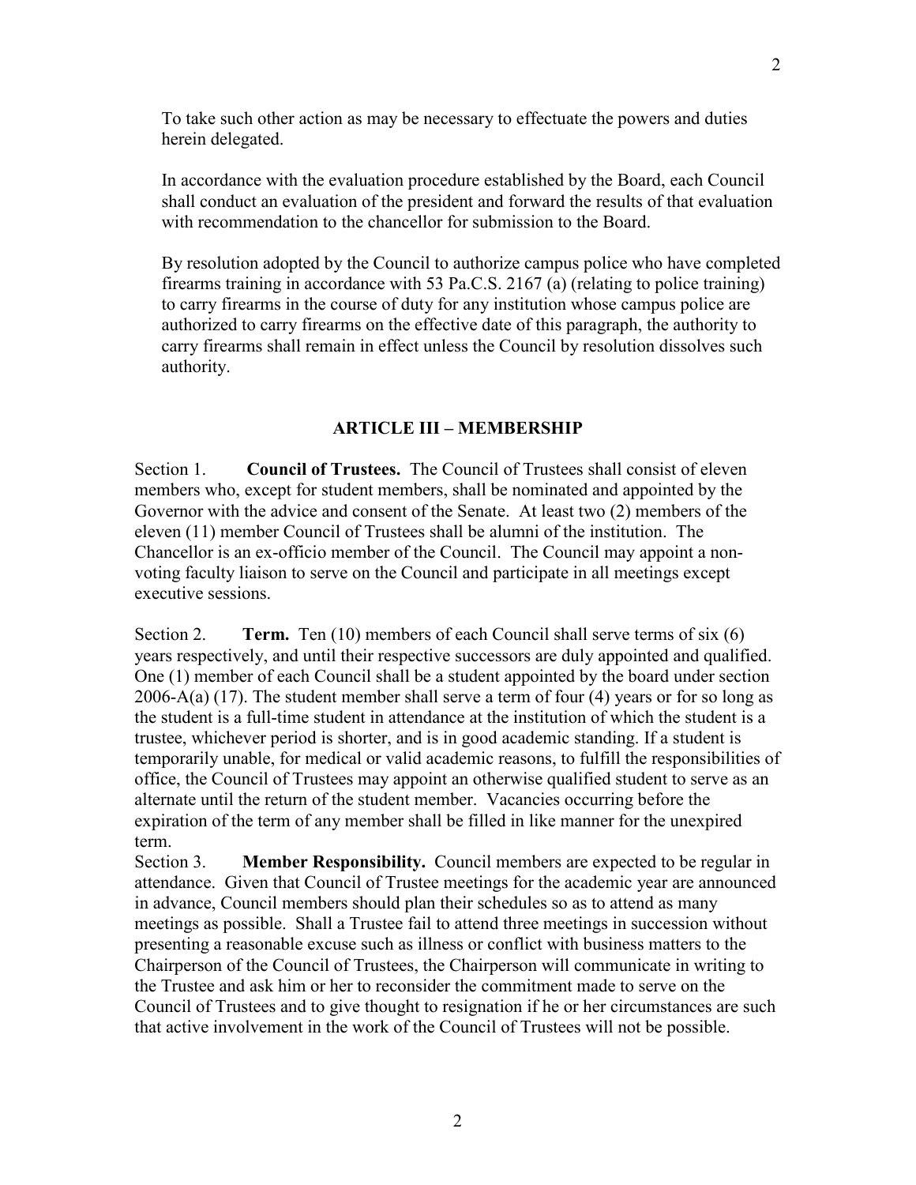To take such other action as may be necessary to effectuate the powers and duties herein delegated.

In accordance with the evaluation procedure established by the Board, each Council shall conduct an evaluation of the president and forward the results of that evaluation with recommendation to the chancellor for submission to the Board.

By resolution adopted by the Council to authorize campus police who have completed firearms training in accordance with 53 Pa.C.S. 2167 (a) (relating to police training) to carry firearms in the course of duty for any institution whose campus police are authorized to carry firearms on the effective date of this paragraph, the authority to carry firearms shall remain in effect unless the Council by resolution dissolves such authority.

## ARTICLE III – MEMBERSHIP

Section 1. **Council of Trustees.** The Council of Trustees shall consist of eleven members who, except for student members, shall be nominated and appointed by the Governor with the advice and consent of the Senate. At least two (2) members of the eleven (11) member Council of Trustees shall be alumni of the institution. The Chancellor is an ex-officio member of the Council. The Council may appoint a non-voting faculty liaison to serve on the Council and participate in all meetings except executive sessions.

Section 2. **Term.** Ten (10) members of each Council shall serve terms of six (6) years respectively, and until their respective successors are duly appointed and qualified. One (1) member of each Council shall be a student appointed by the board under section 2006-A(a) (17). The student member shall serve a term of four (4) years or for so long as the student is a full-time student in attendance at the institution of which the student is a trustee, whichever period is shorter, and is in good academic standing. If a student is temporarily unable, for medical or valid academic reasons, to fulfill the responsibilities of office, the Council of Trustees may appoint an otherwise qualified student to serve as an alternate until the return of the student member. Vacancies occurring before the expiration of the term of any member shall be filled in like manner for the unexpired term.

Section 3. **Member Responsibility.** Council members are expected to be regular in attendance. Given that Council of Trustee meetings for the academic year are announced in advance, Council members should plan their schedules so as to attend as many meetings as possible. Shall a Trustee fail to attend three meetings in succession without presenting a reasonable excuse such as illness or conflict with business matters to the Chairperson of the Council of Trustees, the Chairperson will communicate in writing to the Trustee and ask him or her to reconsider the commitment made to serve on the Council of Trustees and to give thought to resignation if he or her circumstances are such that active involvement in the work of the Council of Trustees will not be possible.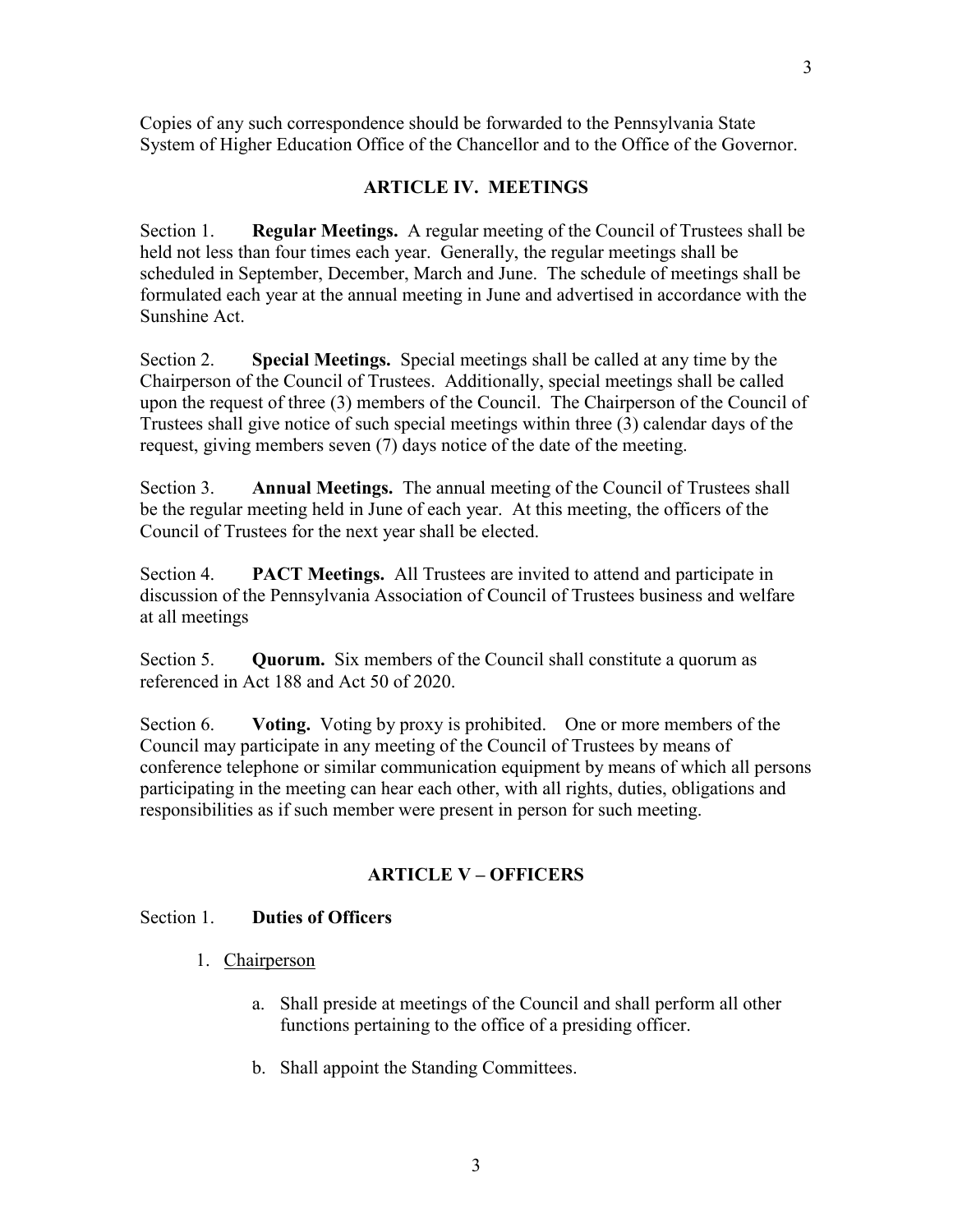Copies of any such correspondence should be forwarded to the Pennsylvania State System of Higher Education Office of the Chancellor and to the Office of the Governor.

## ARTICLE IV. MEETINGS

Section 1. **Regular Meetings.** A regular meeting of the Council of Trustees shall be held not less than four times each year. Generally, the regular meetings shall be scheduled in September, December, March and June. The schedule of meetings shall be formulated each year at the annual meeting in June and advertised in accordance with the Sunshine Act.

Section 2. **Special Meetings.** Special meetings shall be called at any time by the Chairperson of the Council of Trustees. Additionally, special meetings shall be called upon the request of three (3) members of the Council. The Chairperson of the Council of Trustees shall give notice of such special meetings within three (3) calendar days of the request, giving members seven (7) days notice of the date of the meeting.

Section 3. **Annual Meetings.** The annual meeting of the Council of Trustees shall be the regular meeting held in June of each year. At this meeting, the officers of the Council of Trustees for the next year shall be elected.

Section 4. **PACT Meetings.** All Trustees are invited to attend and participate in discussion of the Pennsylvania Association of Council of Trustees business and welfare at all meetings

Section 5. **Quorum.** Six members of the Council shall constitute a quorum as referenced in Act 188 and Act 50 of 2020.

Section 6. **Voting.** Voting by proxy is prohibited. One or more members of the Council may participate in any meeting of the Council of Trustees by means of conference telephone or similar communication equipment by means of which all persons participating in the meeting can hear each other, with all rights, duties, obligations and responsibilities as if such member were present in person for such meeting.

## ARTICLE V – OFFICERS

Section 1. **Duties of Officers**

1. Chairperson

   a. Shall preside at meetings of the Council and shall perform all other functions pertaining to the office of a presiding officer.

   b. Shall appoint the Standing Committees.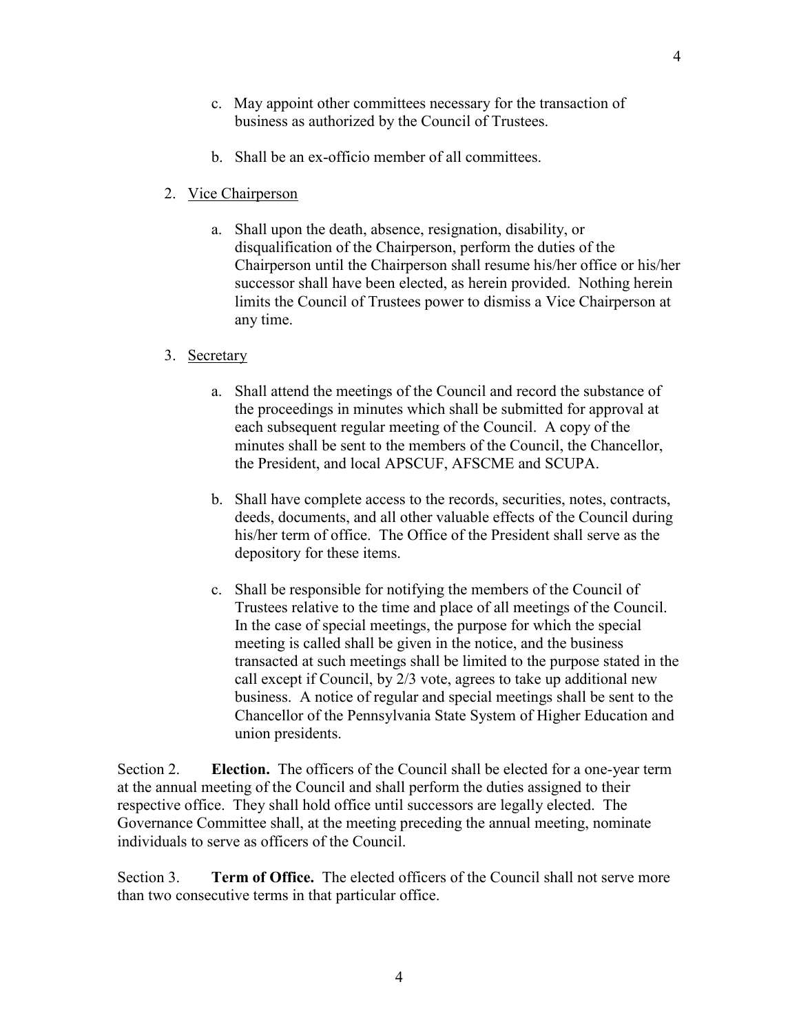c. May appoint other committees necessary for the transaction of business as authorized by the Council of Trustees.

b. Shall be an ex-officio member of all committees.

2. <u>Vice Chairperson</u>

   a. Shall upon the death, absence, resignation, disability, or disqualification of the Chairperson, perform the duties of the Chairperson until the Chairperson shall resume his/her office or his/her successor shall have been elected, as herein provided. Nothing herein limits the Council of Trustees power to dismiss a Vice Chairperson at any time.

3. <u>Secretary</u>

   a. Shall attend the meetings of the Council and record the substance of the proceedings in minutes which shall be submitted for approval at each subsequent regular meeting of the Council. A copy of the minutes shall be sent to the members of the Council, the Chancellor, the President, and local APSCUF, AFSCME and SCUPA.

   b. Shall have complete access to the records, securities, notes, contracts, deeds, documents, and all other valuable effects of the Council during his/her term of office. The Office of the President shall serve as the depository for these items.

   c. Shall be responsible for notifying the members of the Council of Trustees relative to the time and place of all meetings of the Council. In the case of special meetings, the purpose for which the special meeting is called shall be given in the notice, and the business transacted at such meetings shall be limited to the purpose stated in the call except if Council, by 2/3 vote, agrees to take up additional new business. A notice of regular and special meetings shall be sent to the Chancellor of the Pennsylvania State System of Higher Education and union presidents.

Section 2. **Election.** The officers of the Council shall be elected for a one-year term at the annual meeting of the Council and shall perform the duties assigned to their respective office. They shall hold office until successors are legally elected. The Governance Committee shall, at the meeting preceding the annual meeting, nominate individuals to serve as officers of the Council.

Section 3. **Term of Office.** The elected officers of the Council shall not serve more than two consecutive terms in that particular office.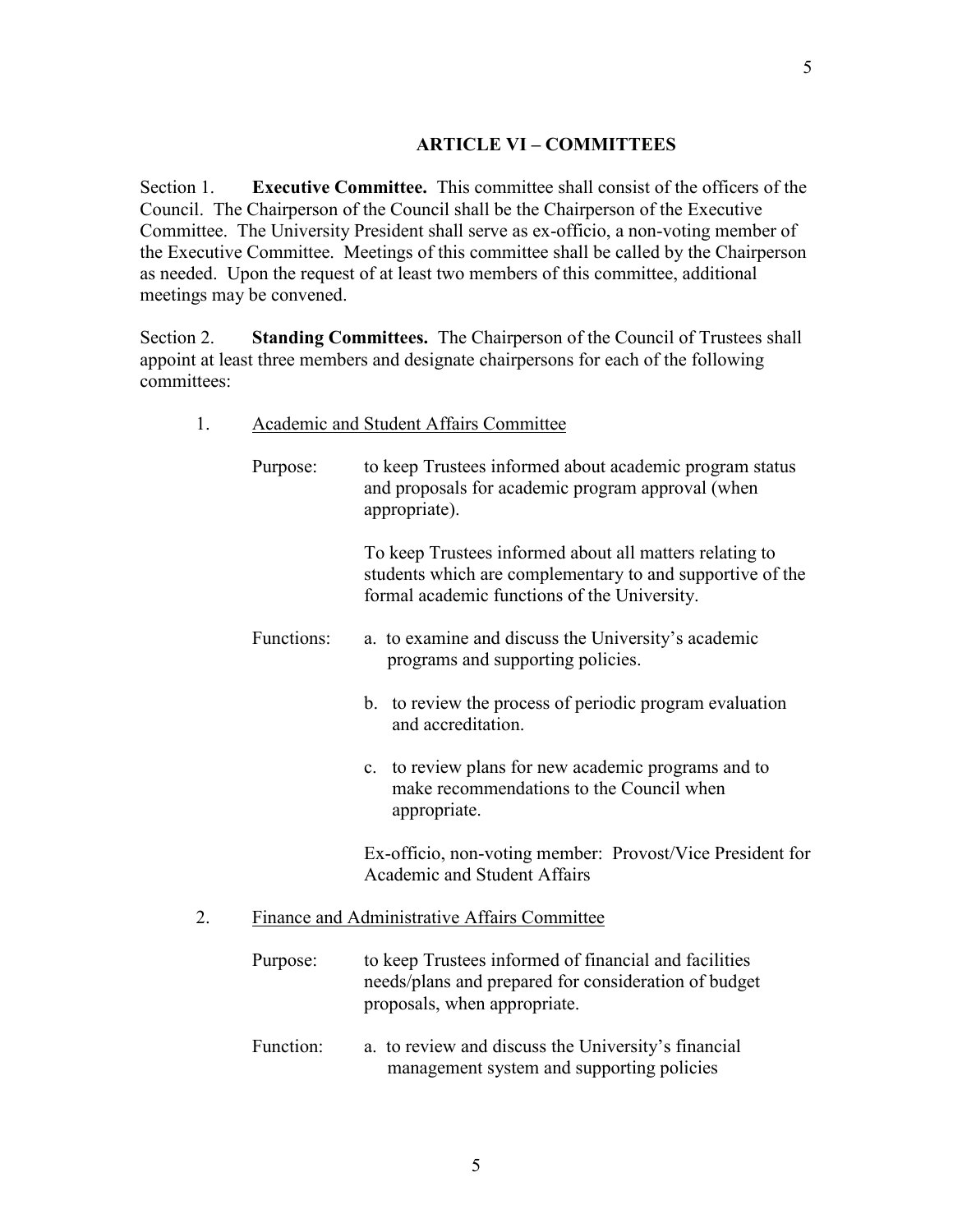## ARTICLE VI – COMMITTEES

Section 1. **Executive Committee.** This committee shall consist of the officers of the Council. The Chairperson of the Council shall be the Chairperson of the Executive Committee. The University President shall serve as ex-officio, a non-voting member of the Executive Committee. Meetings of this committee shall be called by the Chairperson as needed. Upon the request of at least two members of this committee, additional meetings may be convened.

Section 2. **Standing Committees.** The Chairperson of the Council of Trustees shall appoint at least three members and designate chairpersons for each of the following committees:

1. Academic and Student Affairs Committee

   Purpose: to keep Trustees informed about academic program status and proposals for academic program approval (when appropriate).

   To keep Trustees informed about all matters relating to students which are complementary to and supportive of the formal academic functions of the University.

   Functions:
   a. to examine and discuss the University's academic programs and supporting policies.

   b. to review the process of periodic program evaluation and accreditation.

   c. to review plans for new academic programs and to make recommendations to the Council when appropriate.

   Ex-officio, non-voting member: Provost/Vice President for Academic and Student Affairs

2. Finance and Administrative Affairs Committee

   Purpose: to keep Trustees informed of financial and facilities needs/plans and prepared for consideration of budget proposals, when appropriate.

   Function:
   a. to review and discuss the University's financial management system and supporting policies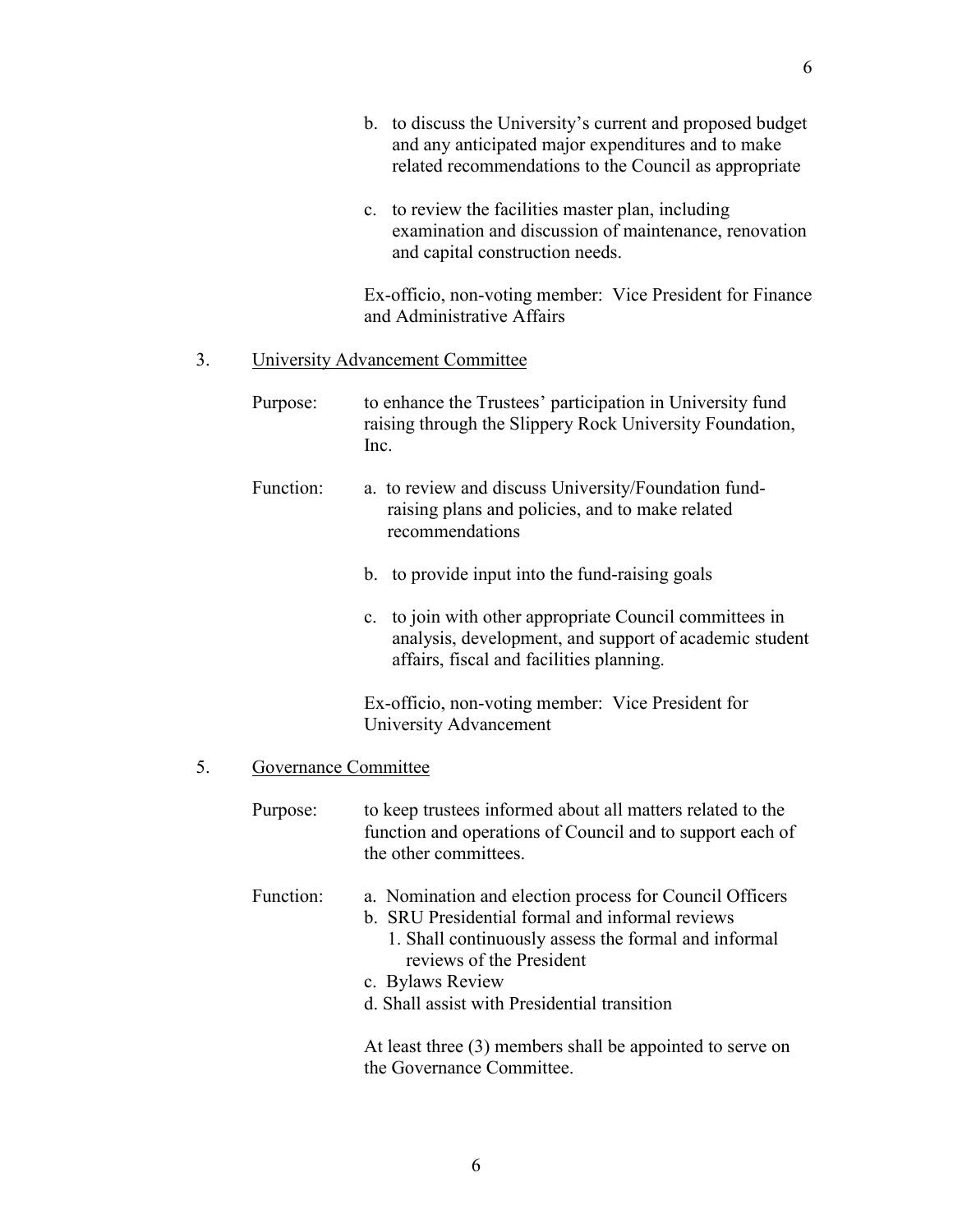b. to discuss the University's current and proposed budget and any anticipated major expenditures and to make related recommendations to the Council as appropriate

c. to review the facilities master plan, including examination and discussion of maintenance, renovation and capital construction needs.

Ex-officio, non-voting member: Vice President for Finance and Administrative Affairs

3. <u>University Advancement Committee</u>

Purpose: to enhance the Trustees' participation in University fund raising through the Slippery Rock University Foundation, Inc.

Function:

a. to review and discuss University/Foundation fund-raising plans and policies, and to make related recommendations

b. to provide input into the fund-raising goals

c. to join with other appropriate Council committees in analysis, development, and support of academic student affairs, fiscal and facilities planning.

Ex-officio, non-voting member: Vice President for University Advancement

5. <u>Governance Committee</u>

Purpose: to keep trustees informed about all matters related to the function and operations of Council and to support each of the other committees.

Function:

a. Nomination and election process for Council Officers
b. SRU Presidential formal and informal reviews
   1. Shall continuously assess the formal and informal reviews of the President
c. Bylaws Review
d. Shall assist with Presidential transition

At least three (3) members shall be appointed to serve on the Governance Committee.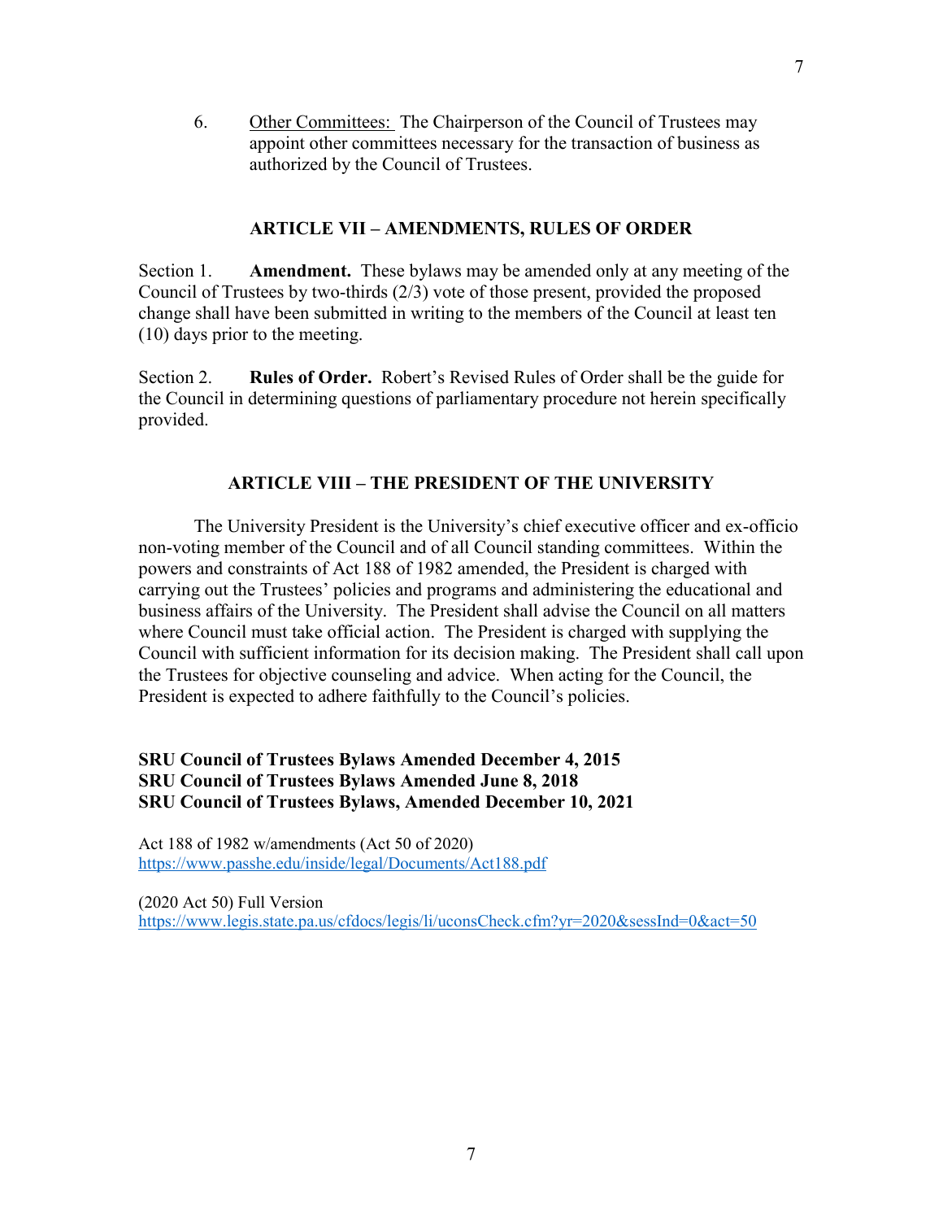6. Other Committees: The Chairperson of the Council of Trustees may appoint other committees necessary for the transaction of business as authorized by the Council of Trustees.

## ARTICLE VII – AMENDMENTS, RULES OF ORDER

Section 1. **Amendment.** These bylaws may be amended only at any meeting of the Council of Trustees by two-thirds (2/3) vote of those present, provided the proposed change shall have been submitted in writing to the members of the Council at least ten (10) days prior to the meeting.

Section 2. **Rules of Order.** Robert's Revised Rules of Order shall be the guide for the Council in determining questions of parliamentary procedure not herein specifically provided.

## ARTICLE VIII – THE PRESIDENT OF THE UNIVERSITY

The University President is the University's chief executive officer and ex-officio non-voting member of the Council and of all Council standing committees. Within the powers and constraints of Act 188 of 1982 amended, the President is charged with carrying out the Trustees' policies and programs and administering the educational and business affairs of the University. The President shall advise the Council on all matters where Council must take official action. The President is charged with supplying the Council with sufficient information for its decision making. The President shall call upon the Trustees for objective counseling and advice. When acting for the Council, the President is expected to adhere faithfully to the Council's policies.

**SRU Council of Trustees Bylaws Amended December 4, 2015**
**SRU Council of Trustees Bylaws Amended June 8, 2018**
**SRU Council of Trustees Bylaws, Amended December 10, 2021**

Act 188 of 1982 w/amendments (Act 50 of 2020)
https://www.passhe.edu/inside/legal/Documents/Act188.pdf

(2020 Act 50) Full Version
https://www.legis.state.pa.us/cfdocs/legis/li/uconsCheck.cfm?yr=2020&sessInd=0&act=50